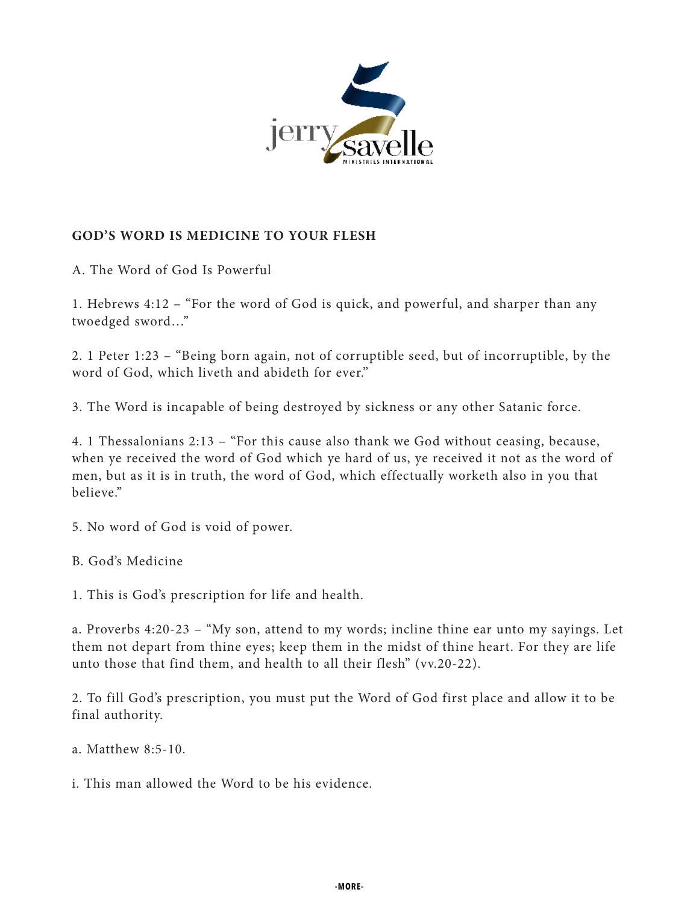## GOD'S WORD IS MEDICINE TO YOUR FLESH

A. The Word of God Is Powerful

1. Hebrews 4:12 – "For the word of God is quick, and powerful, and sharper than any twoedged sword…"

2. 1 Peter 1:23 – "Being born again, not of corruptible seed, but of incorruptible, by the word of God, which liveth and abideth for ever."

3. The Word is incapable of being destroyed by sickness or any other Satanic force.

4. 1 Thessalonians 2:13 – "For this cause also thank we God without ceasing, because, when ye received the word of God which ye hard of us, ye received it not as the word of men, but as it is in truth, the word of God, which effectually worketh also in you that believe."

5. No word of God is void of power.

B. God's Medicine

1. This is God's prescription for life and health.

a. Proverbs 4:20-23 – "My son, attend to my words; incline thine ear unto my sayings. Let them not depart from thine eyes; keep them in the midst of thine heart. For they are life unto those that find them, and health to all their flesh" (vv.20-22).

2. To fill God's prescription, you must put the Word of God first place and allow it to be final authority.

a. Matthew 8:5-10.

i. This man allowed the Word to be his evidence.

-MORE-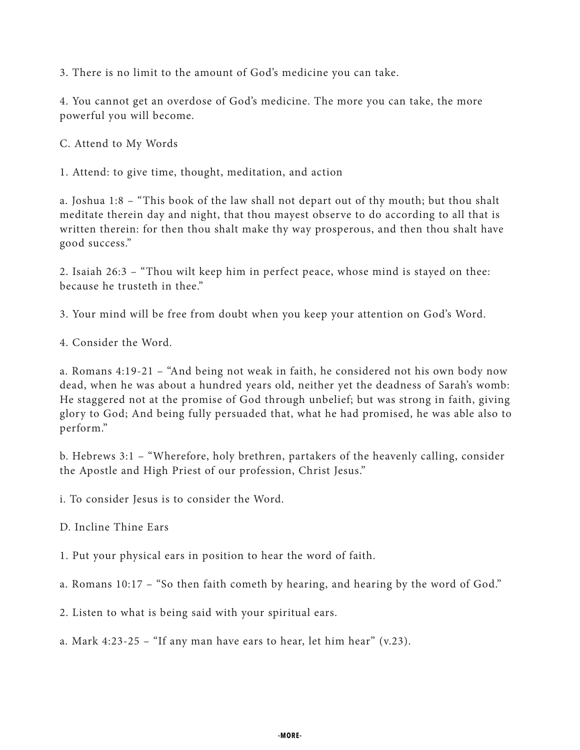3. There is no limit to the amount of God's medicine you can take.

4. You cannot get an overdose of God's medicine. The more you can take, the more powerful you will become.

C. Attend to My Words

1. Attend: to give time, thought, meditation, and action

a. Joshua 1:8 – "This book of the law shall not depart out of thy mouth; but thou shalt meditate therein day and night, that thou mayest observe to do according to all that is written therein: for then thou shalt make thy way prosperous, and then thou shalt have good success."

2. Isaiah 26:3 – "Thou wilt keep him in perfect peace, whose mind is stayed on thee: because he trusteth in thee."

3. Your mind will be free from doubt when you keep your attention on God's Word.

4. Consider the Word.

a. Romans 4:19-21 – "And being not weak in faith, he considered not his own body now dead, when he was about a hundred years old, neither yet the deadness of Sarah's womb: He staggered not at the promise of God through unbelief; but was strong in faith, giving glory to God; And being fully persuaded that, what he had promised, he was able also to perform."

b. Hebrews 3:1 – "Wherefore, holy brethren, partakers of the heavenly calling, consider the Apostle and High Priest of our profession, Christ Jesus."

i. To consider Jesus is to consider the Word.

D. Incline Thine Ears

1. Put your physical ears in position to hear the word of faith.

a. Romans 10:17 – "So then faith cometh by hearing, and hearing by the word of God."

2. Listen to what is being said with your spiritual ears.

a. Mark 4:23-25 – "If any man have ears to hear, let him hear" (v.23).

-MORE-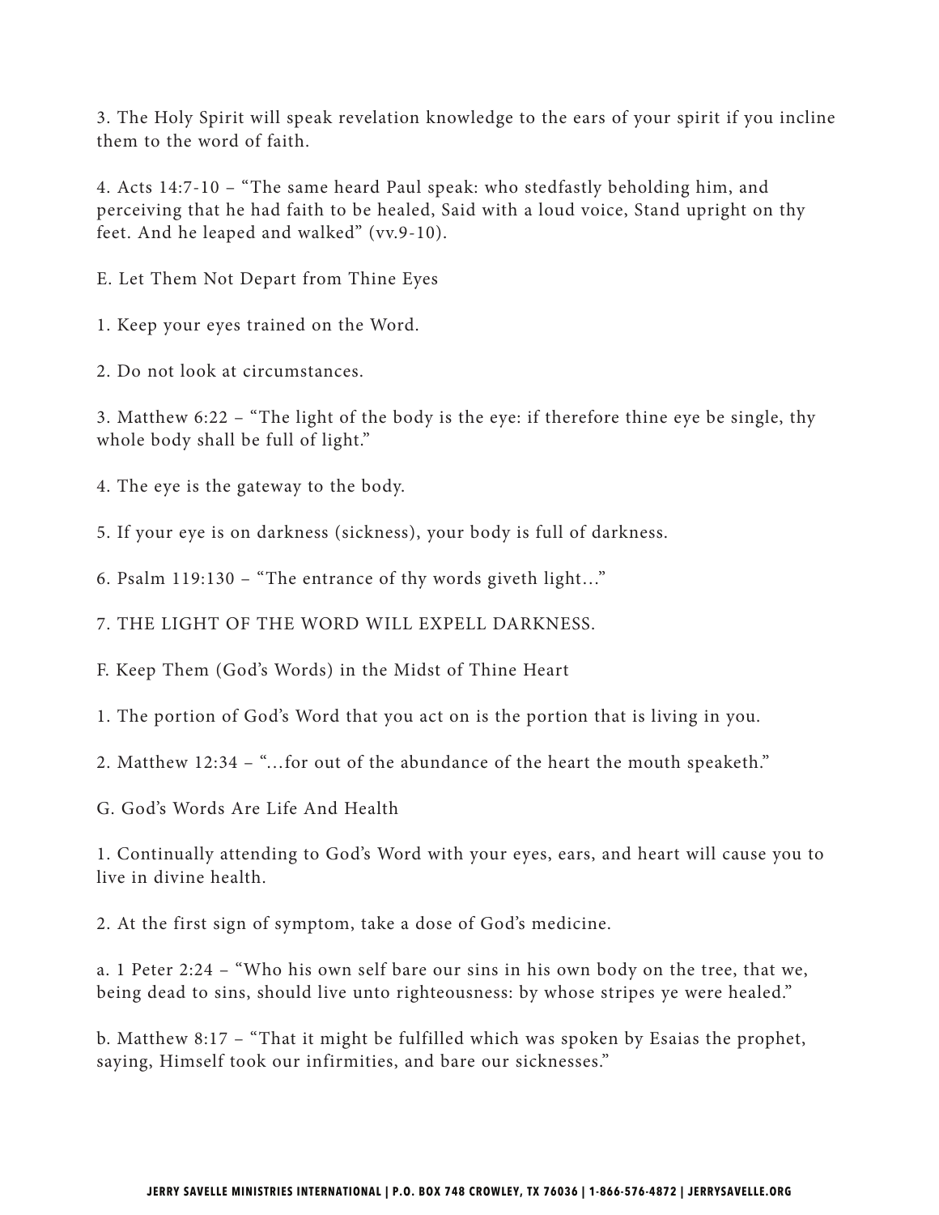3. The Holy Spirit will speak revelation knowledge to the ears of your spirit if you incline them to the word of faith.

4. Acts 14:7-10 – "The same heard Paul speak: who stedfastly beholding him, and perceiving that he had faith to be healed, Said with a loud voice, Stand upright on thy feet. And he leaped and walked" (vv.9-10).

E. Let Them Not Depart from Thine Eyes

1. Keep your eyes trained on the Word.

2. Do not look at circumstances.

3. Matthew 6:22 – "The light of the body is the eye: if therefore thine eye be single, thy whole body shall be full of light."

4. The eye is the gateway to the body.

5. If your eye is on darkness (sickness), your body is full of darkness.

6. Psalm 119:130 – "The entrance of thy words giveth light…"

7. THE LIGHT OF THE WORD WILL EXPELL DARKNESS.

F. Keep Them (God's Words) in the Midst of Thine Heart

1. The portion of God's Word that you act on is the portion that is living in you.

2. Matthew 12:34 – "…for out of the abundance of the heart the mouth speaketh."

G. God's Words Are Life And Health

1. Continually attending to God's Word with your eyes, ears, and heart will cause you to live in divine health.

2. At the first sign of symptom, take a dose of God's medicine.

a. 1 Peter 2:24 – "Who his own self bare our sins in his own body on the tree, that we, being dead to sins, should live unto righteousness: by whose stripes ye were healed."

b. Matthew 8:17 – "That it might be fulfilled which was spoken by Esaias the prophet, saying, Himself took our infirmities, and bare our sicknesses."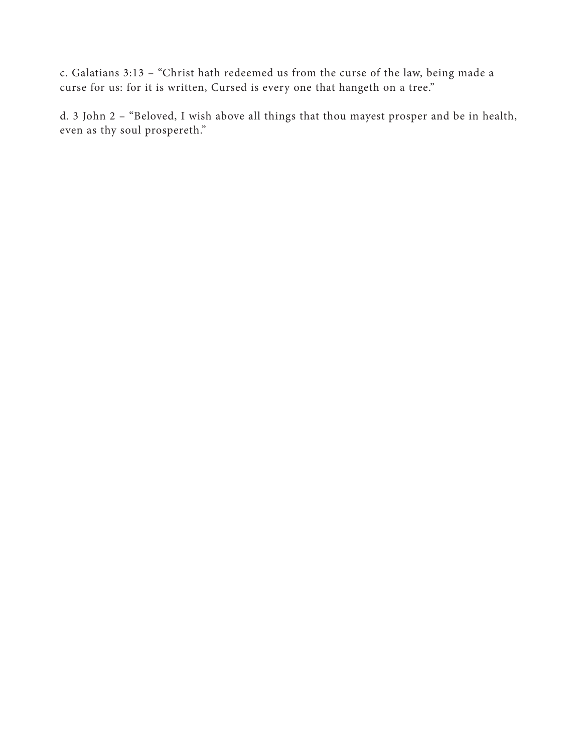c. Galatians 3:13 – "Christ hath redeemed us from the curse of the law, being made a curse for us: for it is written, Cursed is every one that hangeth on a tree."

d. 3 John 2 – "Beloved, I wish above all things that thou mayest prosper and be in health, even as thy soul prospereth."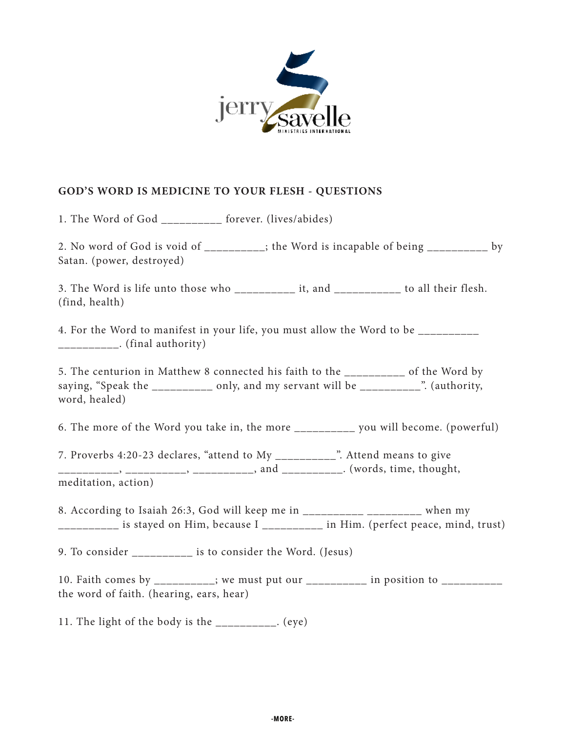## GOD'S WORD IS MEDICINE TO YOUR FLESH - QUESTIONS

1. The Word of God __________ forever. (lives/abides)

2. No word of God is void of __________; the Word is incapable of being __________ by Satan. (power, destroyed)

3. The Word is life unto those who __________ it, and ___________ to all their flesh. (find, health)

4. For the Word to manifest in your life, you must allow the Word to be __________ __________. (final authority)

5. The centurion in Matthew 8 connected his faith to the __________ of the Word by saying, "Speak the __________ only, and my servant will be __________". (authority, word, healed)

6. The more of the Word you take in, the more __________ you will become. (powerful)

7. Proverbs 4:20-23 declares, "attend to My __________". Attend means to give __________, __________, __________, and __________. (words, time, thought, meditation, action)

8. According to Isaiah 26:3, God will keep me in __________ _________ when my __________ is stayed on Him, because I __________ in Him. (perfect peace, mind, trust)

9. To consider __________ is to consider the Word. (Jesus)

10. Faith comes by __________; we must put our __________ in position to __________ the word of faith. (hearing, ears, hear)

11. The light of the body is the __________. (eye)

-MORE-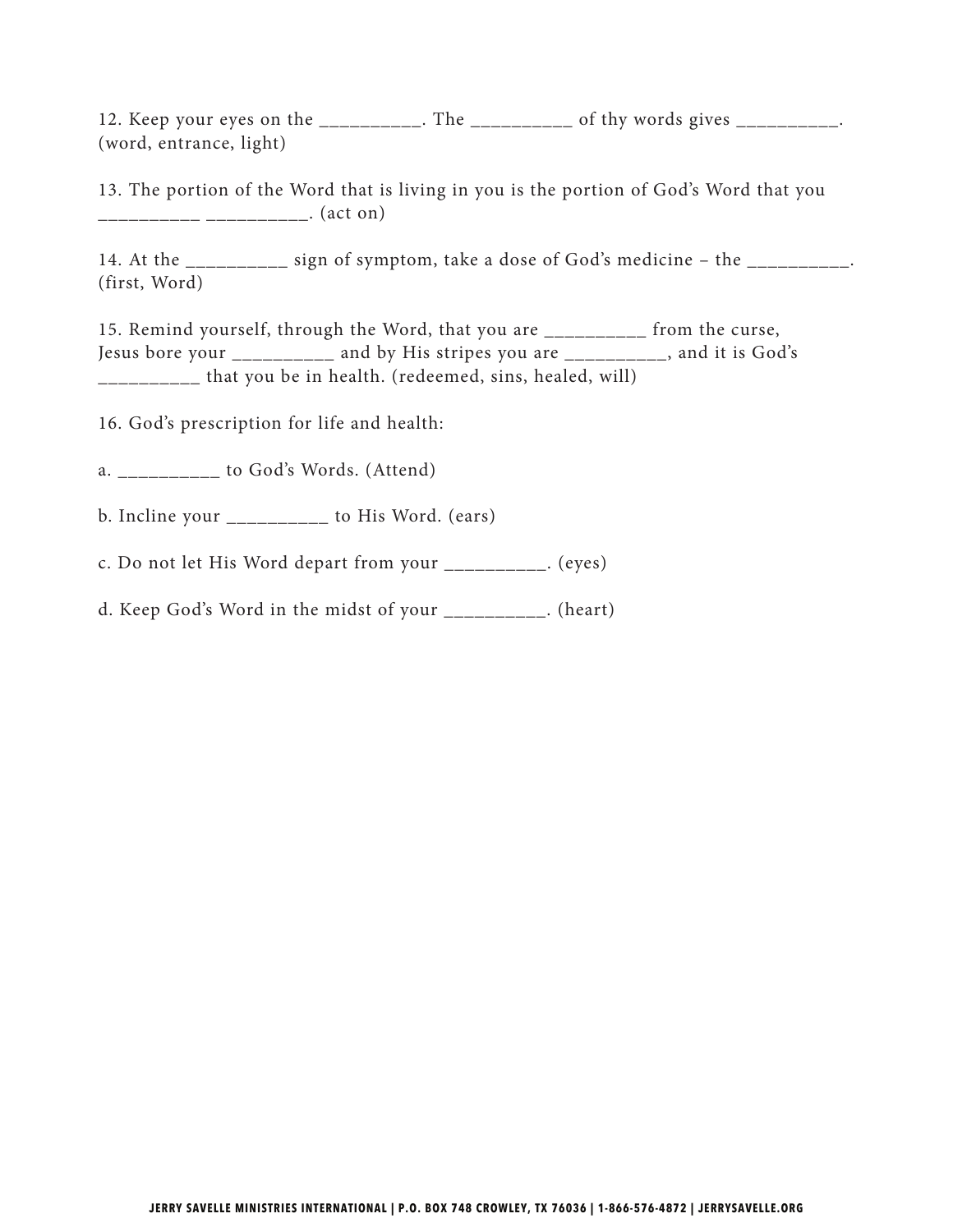12. Keep your eyes on the __________. The __________ of thy words gives __________. (word, entrance, light)

13. The portion of the Word that is living in you is the portion of God's Word that you __________ __________. (act on)

14. At the __________ sign of symptom, take a dose of God's medicine – the __________. (first, Word)

15. Remind yourself, through the Word, that you are __________ from the curse, Jesus bore your __________ and by His stripes you are __________, and it is God's __________ that you be in health. (redeemed, sins, healed, will)

16. God's prescription for life and health:

a. __________ to God's Words. (Attend)

b. Incline your __________ to His Word. (ears)

c. Do not let His Word depart from your __________. (eyes)

d. Keep God's Word in the midst of your __________. (heart)